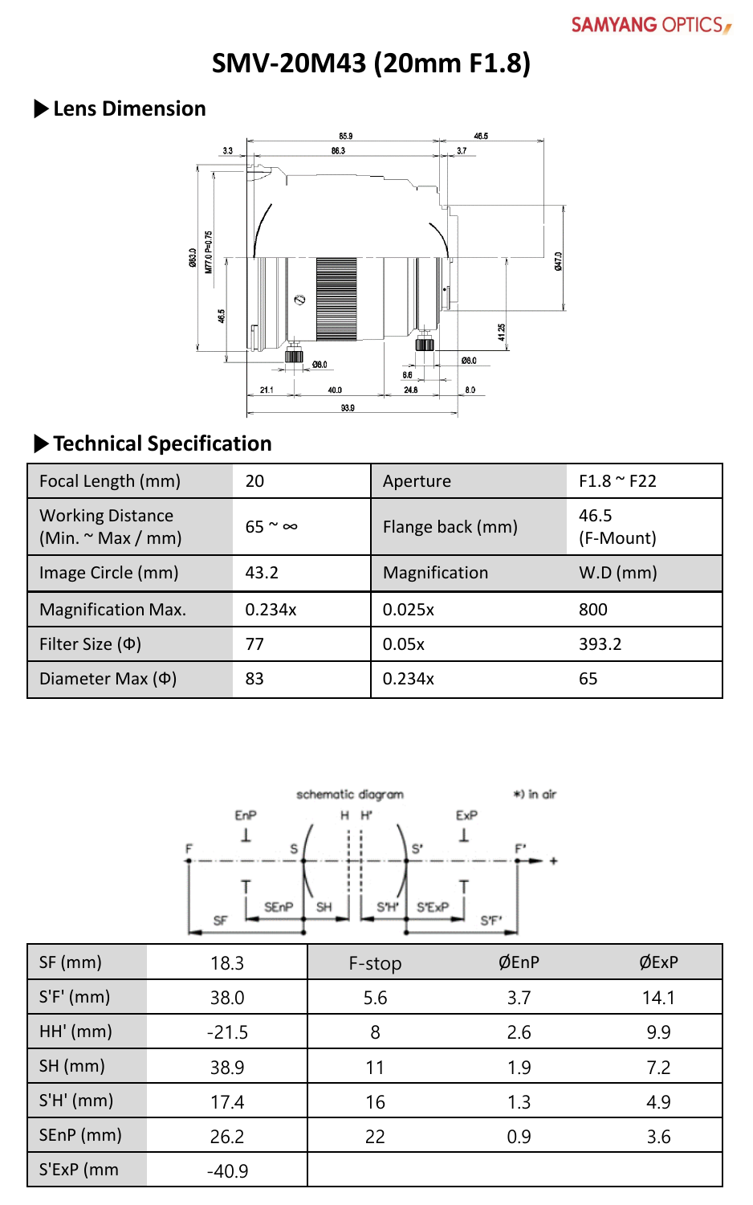SAMYANG OPTICS

# SMV-20M43 (20mm F1.8)

## ▶ Lens Dimension

## ▶ Technical Specification

| Focal Length (mm) | 20 | Aperture | F1.8 ~ F22 |
|---|---|---|---|
| Working Distance (Min. ~ Max / mm) | 65 ~ ∞ | Flange back (mm) | 46.5 (F-Mount) |
| Image Circle (mm) | 43.2 | Magnification | W.D (mm) |
| Magnification Max. | 0.234x | 0.025x | 800 |
| Filter Size (Φ) | 77 | 0.05x | 393.2 |
| Diameter Max (Φ) | 83 | 0.234x | 65 |

| SF (mm) | 18.3 | F-stop | ØEnP | ØExP |
|---|---|---|---|---|
| S'F' (mm) | 38.0 | 5.6 | 3.7 | 14.1 |
| HH' (mm) | -21.5 | 8 | 2.6 | 9.9 |
| SH (mm) | 38.9 | 11 | 1.9 | 7.2 |
| S'H' (mm) | 17.4 | 16 | 1.3 | 4.9 |
| SEnP (mm) | 26.2 | 22 | 0.9 | 3.6 |
| S'ExP (mm | -40.9 | | | |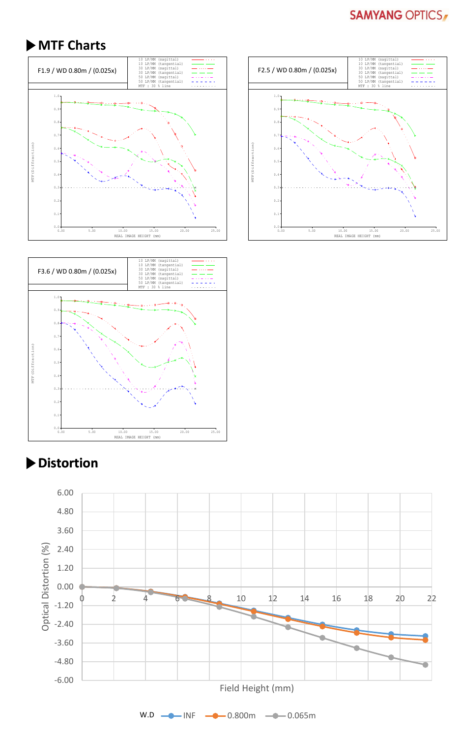## ▶ MTF Charts

F1.9 / WD 0.80m / (0.025x)

| Legend | |
|---|---|
| 10 LP/MM (sagittal) | |
| 10 LP/MM (tangential) | |
| 30 LP/MM (sagittal) | |
| 30 LP/MM (tangential) | |
| 50 LP/MM (sagittal) | |
| 50 LP/MM (tangential) | |
| MTF : 30 % line | |

MTF (Diffraction)

REAL IMAGE HEIGHT (mm)

F2.5 / WD 0.80m / (0.025x)

| Legend | |
|---|---|
| 10 LP/MM (sagittal) | |
| 10 LP/MM (tangential) | |
| 30 LP/MM (sagittal) | |
| 30 LP/MM (tangential) | |
| 50 LP/MM (sagittal) | |
| 50 LP/MM (tangential) | |
| MTF : 30 % line | |

MTF (Diffraction)

REAL IMAGE HEIGHT (mm)

F3.6 / WD 0.80m / (0.025x)

| Legend | |
|---|---|
| 10 LP/MM (sagittal) | |
| 10 LP/MM (tangential) | |
| 30 LP/MM (sagittal) | |
| 30 LP/MM (tangential) | |
| 50 LP/MM (sagittal) | |
| 50 LP/MM (tangential) | |
| MTF : 30 % line | |

MTF (Diffraction)

REAL IMAGE HEIGHT (mm)

## ▶ Distortion

Optical Distortion (%)

Field Height (mm)

W.D — INF — 0.800m — 0.065m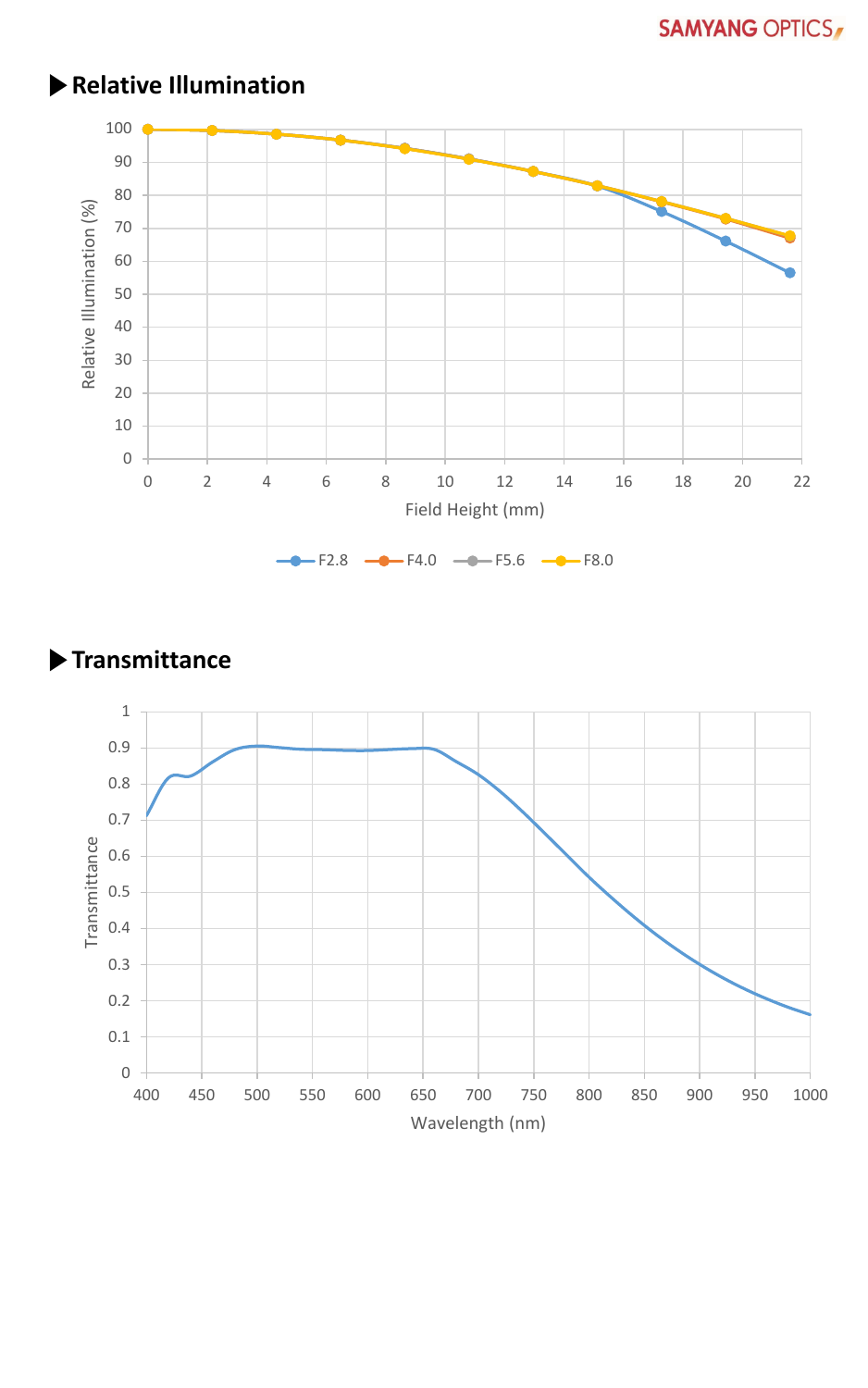SAMYANG OPTICS

## ▶ Relative Illumination

Relative Illumination (%)

100
90
80
70
60
50
40
30
20
10
0

0 2 4 6 8 10 12 14 16 18 20 22

Field Height (mm)

F2.8 F4.0 F5.6 F8.0

## ▶ Transmittance

Transmittance

1
0.9
0.8
0.7
0.6
0.5
0.4
0.3
0.2
0.1
0

400 450 500 550 600 650 700 750 800 850 900 950 1000

Wavelength (nm)